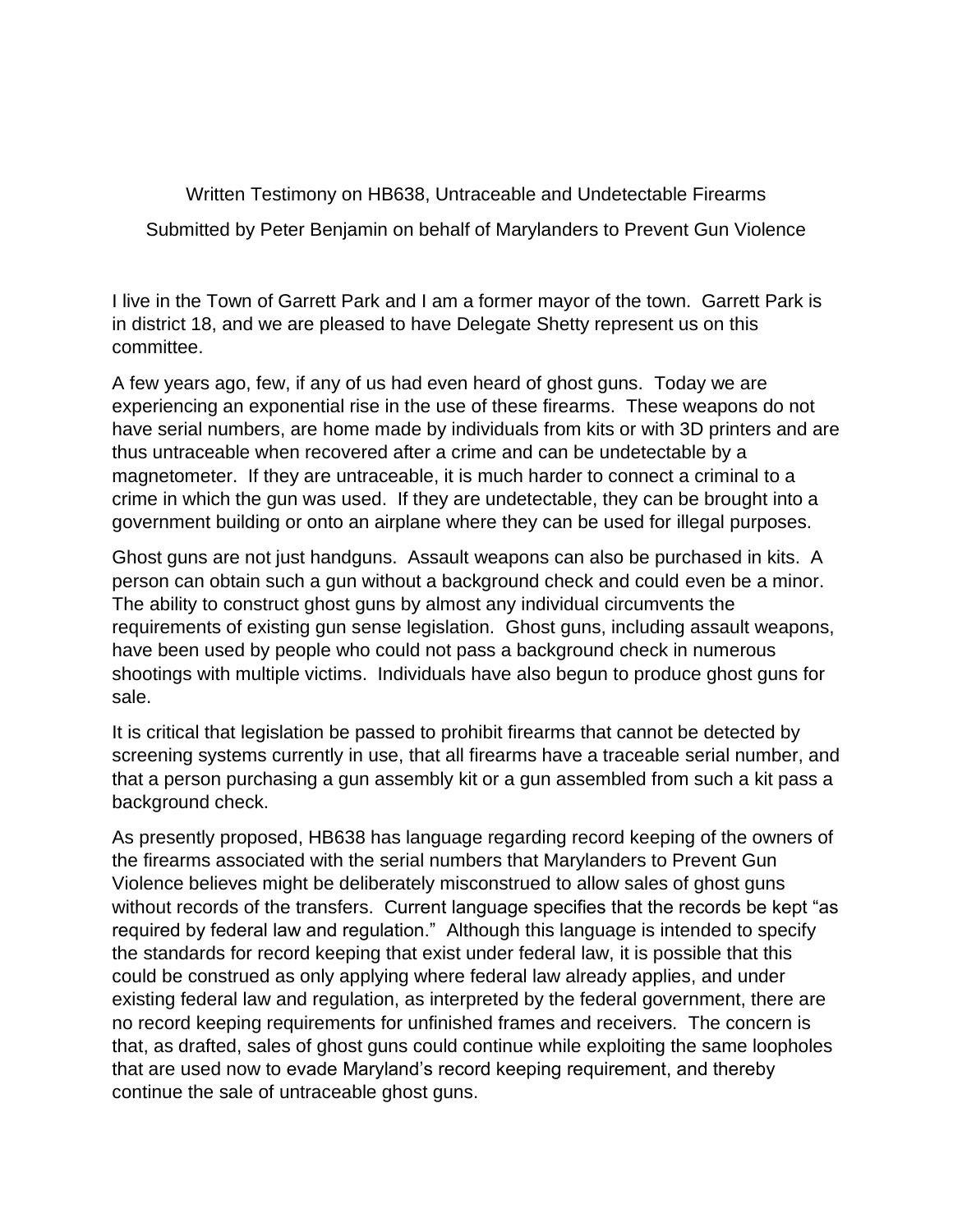Written Testimony on HB638, Untraceable and Undetectable Firearms

Submitted by Peter Benjamin on behalf of Marylanders to Prevent Gun Violence

I live in the Town of Garrett Park and I am a former mayor of the town. Garrett Park is in district 18, and we are pleased to have Delegate Shetty represent us on this committee.

A few years ago, few, if any of us had even heard of ghost guns. Today we are experiencing an exponential rise in the use of these firearms. These weapons do not have serial numbers, are home made by individuals from kits or with 3D printers and are thus untraceable when recovered after a crime and can be undetectable by a magnetometer. If they are untraceable, it is much harder to connect a criminal to a crime in which the gun was used. If they are undetectable, they can be brought into a government building or onto an airplane where they can be used for illegal purposes.

Ghost guns are not just handguns. Assault weapons can also be purchased in kits. A person can obtain such a gun without a background check and could even be a minor. The ability to construct ghost guns by almost any individual circumvents the requirements of existing gun sense legislation. Ghost guns, including assault weapons, have been used by people who could not pass a background check in numerous shootings with multiple victims. Individuals have also begun to produce ghost guns for sale.

It is critical that legislation be passed to prohibit firearms that cannot be detected by screening systems currently in use, that all firearms have a traceable serial number, and that a person purchasing a gun assembly kit or a gun assembled from such a kit pass a background check.

As presently proposed, HB638 has language regarding record keeping of the owners of the firearms associated with the serial numbers that Marylanders to Prevent Gun Violence believes might be deliberately misconstrued to allow sales of ghost guns without records of the transfers. Current language specifies that the records be kept "as required by federal law and regulation." Although this language is intended to specify the standards for record keeping that exist under federal law, it is possible that this could be construed as only applying where federal law already applies, and under existing federal law and regulation, as interpreted by the federal government, there are no record keeping requirements for unfinished frames and receivers. The concern is that, as drafted, sales of ghost guns could continue while exploiting the same loopholes that are used now to evade Maryland's record keeping requirement, and thereby continue the sale of untraceable ghost guns.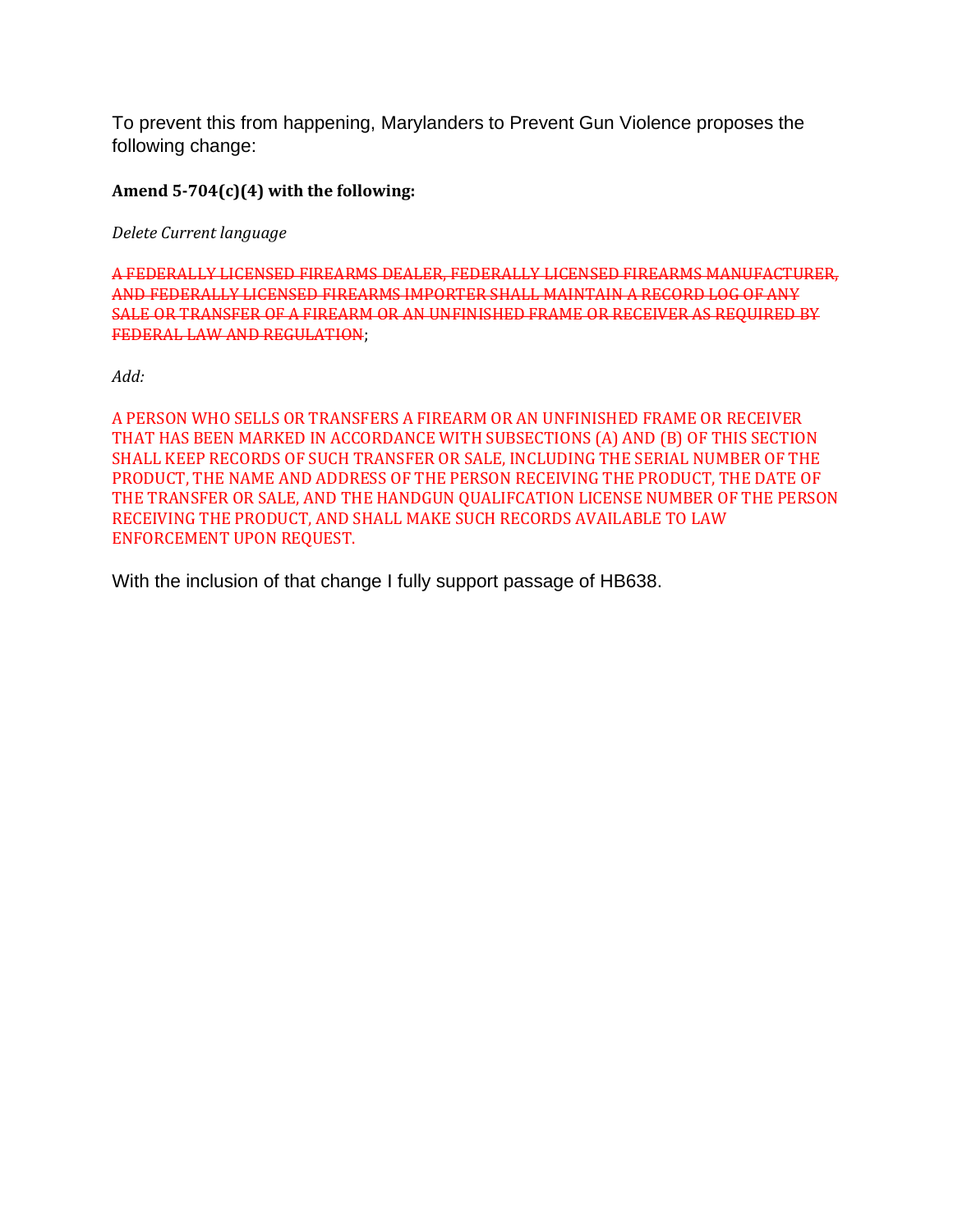To prevent this from happening, Marylanders to Prevent Gun Violence proposes the following change:

**Amend 5-704(c)(4) with the following:**

*Delete Current language*

~~A FEDERALLY LICENSED FIREARMS DEALER, FEDERALLY LICENSED FIREARMS MANUFACTURER, AND FEDERALLY LICENSED FIREARMS IMPORTER SHALL MAINTAIN A RECORD LOG OF ANY SALE OR TRANSFER OF A FIREARM OR AN UNFINISHED FRAME OR RECEIVER AS REQUIRED BY FEDERAL LAW AND REGULATION~~;

*Add:*

A PERSON WHO SELLS OR TRANSFERS A FIREARM OR AN UNFINISHED FRAME OR RECEIVER THAT HAS BEEN MARKED IN ACCORDANCE WITH SUBSECTIONS (A) AND (B) OF THIS SECTION SHALL KEEP RECORDS OF SUCH TRANSFER OR SALE, INCLUDING THE SERIAL NUMBER OF THE PRODUCT, THE NAME AND ADDRESS OF THE PERSON RECEIVING THE PRODUCT, THE DATE OF THE TRANSFER OR SALE, AND THE HANDGUN QUALIFCATION LICENSE NUMBER OF THE PERSON RECEIVING THE PRODUCT, AND SHALL MAKE SUCH RECORDS AVAILABLE TO LAW ENFORCEMENT UPON REQUEST.

With the inclusion of that change I fully support passage of HB638.